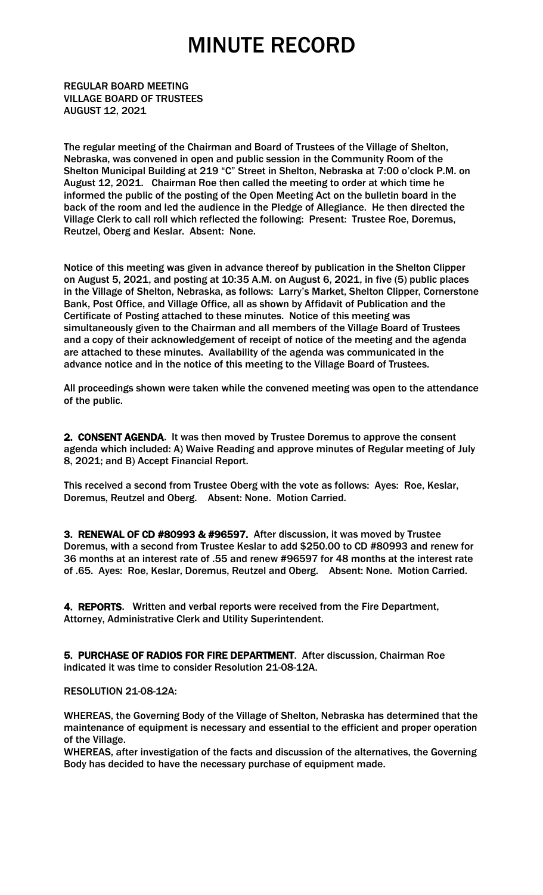# MINUTE RECORD

REGULAR BOARD MEETING
VILLAGE BOARD OF TRUSTEES
AUGUST 12, 2021

The regular meeting of the Chairman and Board of Trustees of the Village of Shelton, Nebraska, was convened in open and public session in the Community Room of the Shelton Municipal Building at 219 "C" Street in Shelton, Nebraska at 7:00 o'clock P.M. on August 12, 2021. Chairman Roe then called the meeting to order at which time he informed the public of the posting of the Open Meeting Act on the bulletin board in the back of the room and led the audience in the Pledge of Allegiance. He then directed the Village Clerk to call roll which reflected the following: Present: Trustee Roe, Doremus, Reutzel, Oberg and Keslar. Absent: None.

Notice of this meeting was given in advance thereof by publication in the Shelton Clipper on August 5, 2021, and posting at 10:35 A.M. on August 6, 2021, in five (5) public places in the Village of Shelton, Nebraska, as follows: Larry's Market, Shelton Clipper, Cornerstone Bank, Post Office, and Village Office, all as shown by Affidavit of Publication and the Certificate of Posting attached to these minutes. Notice of this meeting was simultaneously given to the Chairman and all members of the Village Board of Trustees and a copy of their acknowledgement of receipt of notice of the meeting and the agenda are attached to these minutes. Availability of the agenda was communicated in the advance notice and in the notice of this meeting to the Village Board of Trustees.

All proceedings shown were taken while the convened meeting was open to the attendance of the public.

**2. CONSENT AGENDA**. It was then moved by Trustee Doremus to approve the consent agenda which included: A) Waive Reading and approve minutes of Regular meeting of July 8, 2021; and B) Accept Financial Report.

This received a second from Trustee Oberg with the vote as follows: Ayes: Roe, Keslar, Doremus, Reutzel and Oberg. Absent: None. Motion Carried.

**3. RENEWAL OF CD #80993 & #96597.** After discussion, it was moved by Trustee Doremus, with a second from Trustee Keslar to add $250.00 to CD #80993 and renew for 36 months at an interest rate of .55 and renew #96597 for 48 months at the interest rate of .65. Ayes: Roe, Keslar, Doremus, Reutzel and Oberg. Absent: None. Motion Carried.

**4. REPORTS**. Written and verbal reports were received from the Fire Department, Attorney, Administrative Clerk and Utility Superintendent.

**5. PURCHASE OF RADIOS FOR FIRE DEPARTMENT**. After discussion, Chairman Roe indicated it was time to consider Resolution 21-08-12A.

RESOLUTION 21-08-12A:

WHEREAS, the Governing Body of the Village of Shelton, Nebraska has determined that the maintenance of equipment is necessary and essential to the efficient and proper operation of the Village.

WHEREAS, after investigation of the facts and discussion of the alternatives, the Governing Body has decided to have the necessary purchase of equipment made.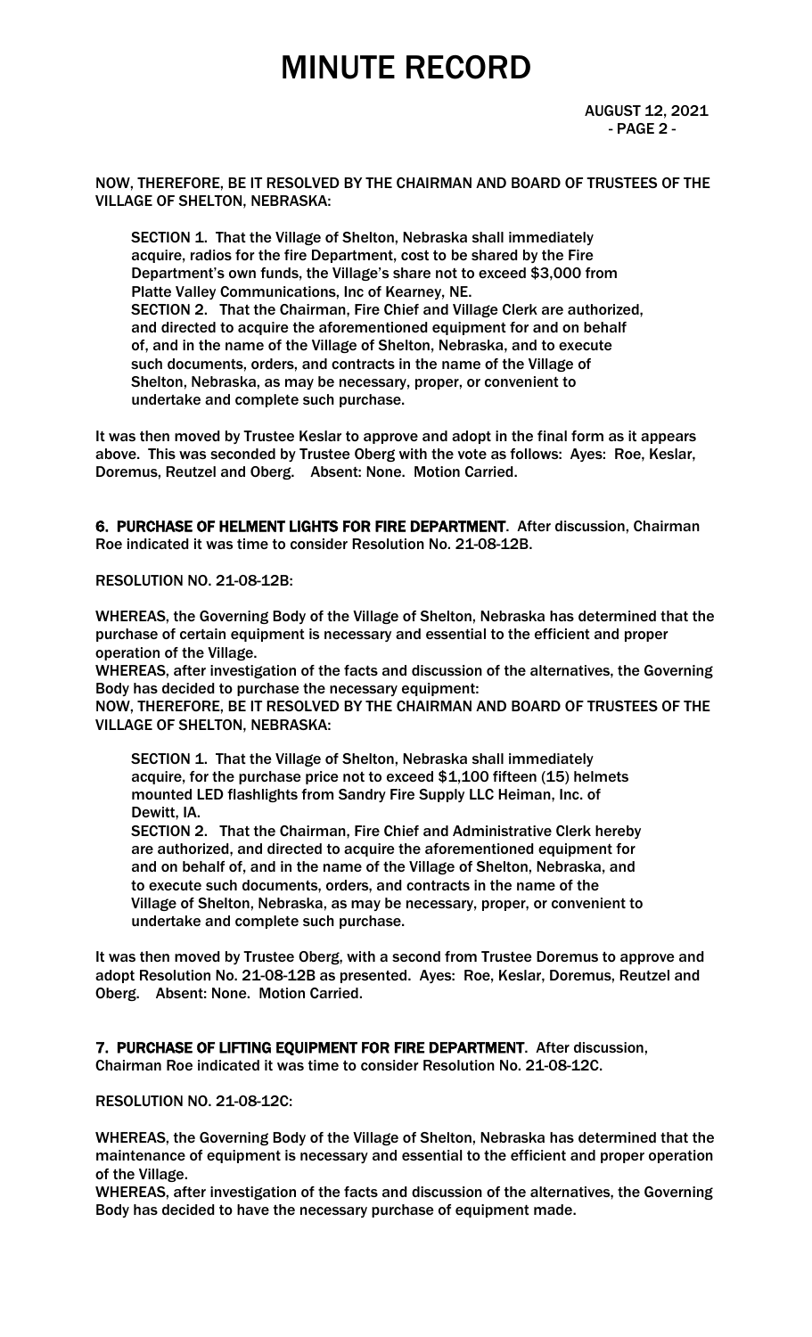NOW, THEREFORE, BE IT RESOLVED BY THE CHAIRMAN AND BOARD OF TRUSTEES OF THE VILLAGE OF SHELTON, NEBRASKA:

SECTION 1. That the Village of Shelton, Nebraska shall immediately acquire, radios for the fire Department, cost to be shared by the Fire Department's own funds, the Village's share not to exceed $3,000 from Platte Valley Communications, Inc of Kearney, NE.
SECTION 2. That the Chairman, Fire Chief and Village Clerk are authorized, and directed to acquire the aforementioned equipment for and on behalf of, and in the name of the Village of Shelton, Nebraska, and to execute such documents, orders, and contracts in the name of the Village of Shelton, Nebraska, as may be necessary, proper, or convenient to undertake and complete such purchase.

It was then moved by Trustee Keslar to approve and adopt in the final form as it appears above. This was seconded by Trustee Oberg with the vote as follows: Ayes: Roe, Keslar, Doremus, Reutzel and Oberg. Absent: None. Motion Carried.

**6. PURCHASE OF HELMENT LIGHTS FOR FIRE DEPARTMENT**. After discussion, Chairman Roe indicated it was time to consider Resolution No. 21-08-12B.

RESOLUTION NO. 21-08-12B:

WHEREAS, the Governing Body of the Village of Shelton, Nebraska has determined that the purchase of certain equipment is necessary and essential to the efficient and proper operation of the Village.
WHEREAS, after investigation of the facts and discussion of the alternatives, the Governing Body has decided to purchase the necessary equipment:
NOW, THEREFORE, BE IT RESOLVED BY THE CHAIRMAN AND BOARD OF TRUSTEES OF THE VILLAGE OF SHELTON, NEBRASKA:

SECTION 1. That the Village of Shelton, Nebraska shall immediately acquire, for the purchase price not to exceed $1,100 fifteen (15) helmets mounted LED flashlights from Sandry Fire Supply LLC Heiman, Inc. of Dewitt, IA.
SECTION 2. That the Chairman, Fire Chief and Administrative Clerk hereby are authorized, and directed to acquire the aforementioned equipment for and on behalf of, and in the name of the Village of Shelton, Nebraska, and to execute such documents, orders, and contracts in the name of the Village of Shelton, Nebraska, as may be necessary, proper, or convenient to undertake and complete such purchase.

It was then moved by Trustee Oberg, with a second from Trustee Doremus to approve and adopt Resolution No. 21-08-12B as presented. Ayes: Roe, Keslar, Doremus, Reutzel and Oberg. Absent: None. Motion Carried.

**7. PURCHASE OF LIFTING EQUIPMENT FOR FIRE DEPARTMENT**. After discussion, Chairman Roe indicated it was time to consider Resolution No. 21-08-12C.

RESOLUTION NO. 21-08-12C:

WHEREAS, the Governing Body of the Village of Shelton, Nebraska has determined that the maintenance of equipment is necessary and essential to the efficient and proper operation of the Village.
WHEREAS, after investigation of the facts and discussion of the alternatives, the Governing Body has decided to have the necessary purchase of equipment made.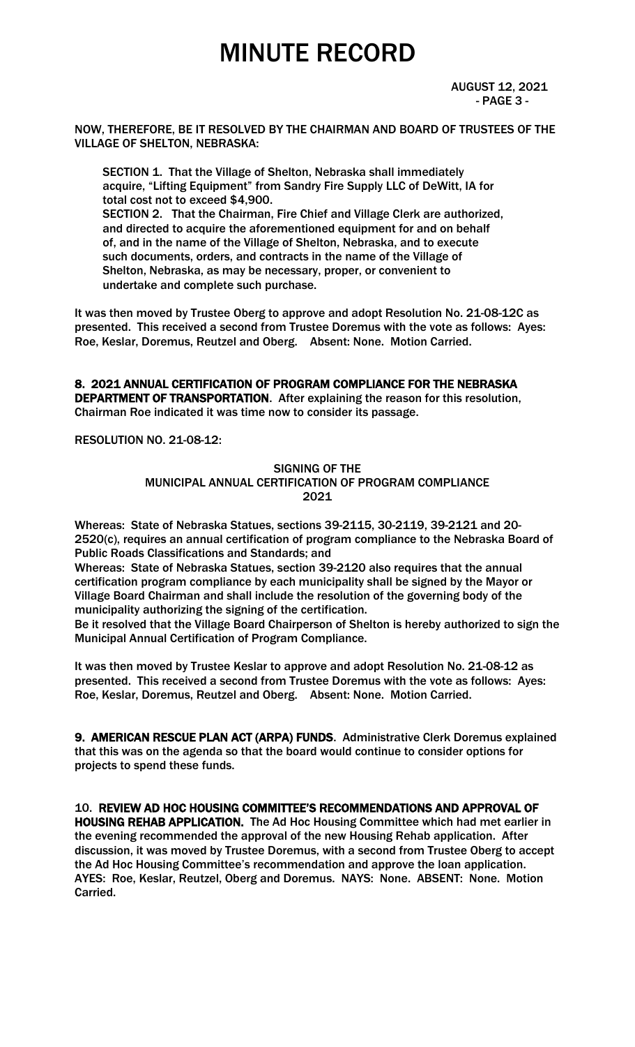NOW, THEREFORE, BE IT RESOLVED BY THE CHAIRMAN AND BOARD OF TRUSTEES OF THE VILLAGE OF SHELTON, NEBRASKA:

SECTION 1. That the Village of Shelton, Nebraska shall immediately acquire, "Lifting Equipment" from Sandry Fire Supply LLC of DeWitt, IA for total cost not to exceed $4,900.
SECTION 2. That the Chairman, Fire Chief and Village Clerk are authorized, and directed to acquire the aforementioned equipment for and on behalf of, and in the name of the Village of Shelton, Nebraska, and to execute such documents, orders, and contracts in the name of the Village of Shelton, Nebraska, as may be necessary, proper, or convenient to undertake and complete such purchase.

It was then moved by Trustee Oberg to approve and adopt Resolution No. 21-08-12C as presented. This received a second from Trustee Doremus with the vote as follows: Ayes: Roe, Keslar, Doremus, Reutzel and Oberg. Absent: None. Motion Carried.

**8. 2021 ANNUAL CERTIFICATION OF PROGRAM COMPLIANCE FOR THE NEBRASKA DEPARTMENT OF TRANSPORTATION**. After explaining the reason for this resolution, Chairman Roe indicated it was time now to consider its passage.

RESOLUTION NO. 21-08-12:

SIGNING OF THE
MUNICIPAL ANNUAL CERTIFICATION OF PROGRAM COMPLIANCE
2021

Whereas: State of Nebraska Statues, sections 39-2115, 30-2119, 39-2121 and 20-2520(c), requires an annual certification of program compliance to the Nebraska Board of Public Roads Classifications and Standards; and
Whereas: State of Nebraska Statues, section 39-2120 also requires that the annual certification program compliance by each municipality shall be signed by the Mayor or Village Board Chairman and shall include the resolution of the governing body of the municipality authorizing the signing of the certification.
Be it resolved that the Village Board Chairperson of Shelton is hereby authorized to sign the Municipal Annual Certification of Program Compliance.

It was then moved by Trustee Keslar to approve and adopt Resolution No. 21-08-12 as presented. This received a second from Trustee Doremus with the vote as follows: Ayes: Roe, Keslar, Doremus, Reutzel and Oberg. Absent: None. Motion Carried.

**9. AMERICAN RESCUE PLAN ACT (ARPA) FUNDS**. Administrative Clerk Doremus explained that this was on the agenda so that the board would continue to consider options for projects to spend these funds.

10. **REVIEW AD HOC HOUSING COMMITTEE'S RECOMMENDATIONS AND APPROVAL OF HOUSING REHAB APPLICATION.** The Ad Hoc Housing Committee which had met earlier in the evening recommended the approval of the new Housing Rehab application. After discussion, it was moved by Trustee Doremus, with a second from Trustee Oberg to accept the Ad Hoc Housing Committee's recommendation and approve the loan application. AYES: Roe, Keslar, Reutzel, Oberg and Doremus. NAYS: None. ABSENT: None. Motion Carried.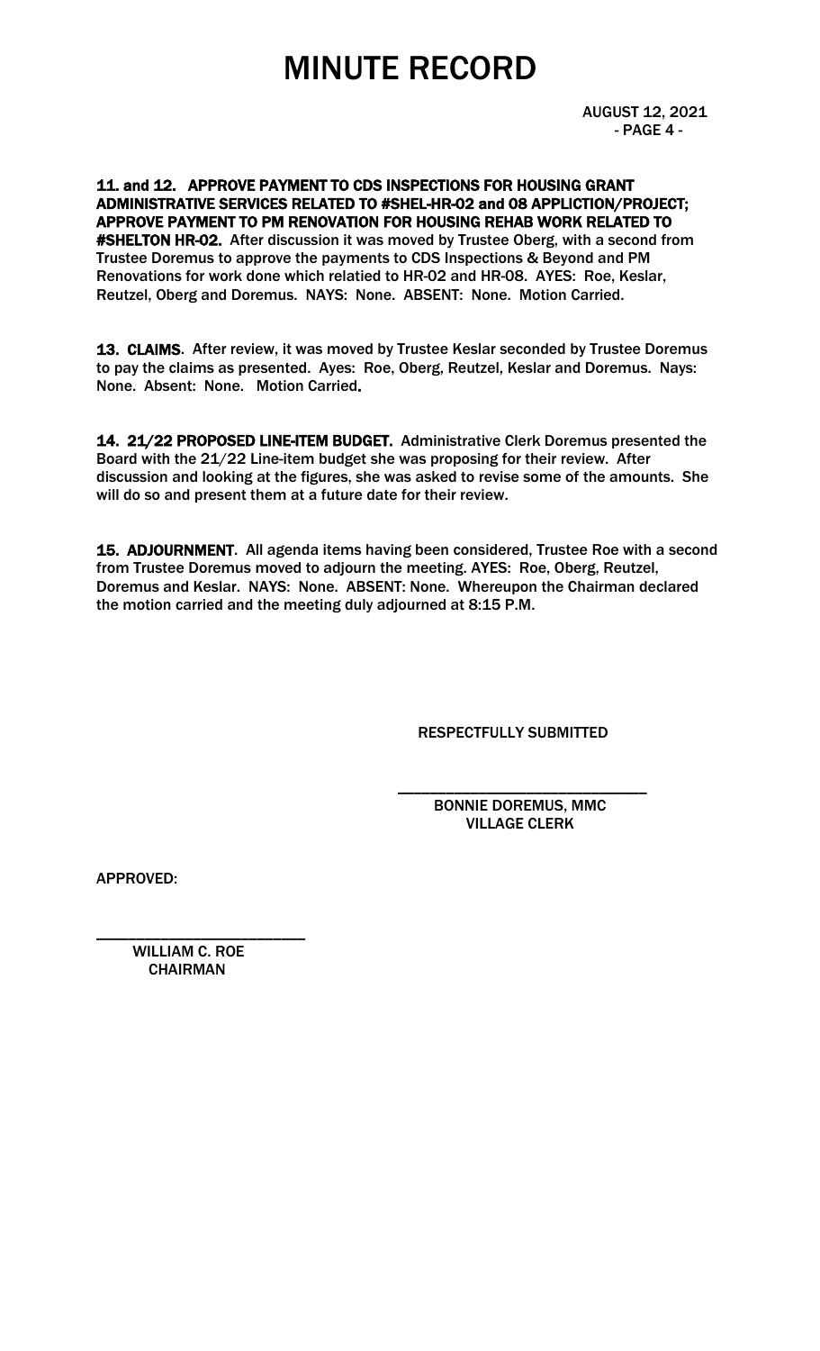# MINUTE RECORD

AUGUST 12, 2021
- PAGE 4 -

**11. and 12. APPROVE PAYMENT TO CDS INSPECTIONS FOR HOUSING GRANT ADMINISTRATIVE SERVICES RELATED TO #SHEL-HR-02 and 08 APPLICTION/PROJECT; APPROVE PAYMENT TO PM RENOVATION FOR HOUSING REHAB WORK RELATED TO #SHELTON HR-02.** After discussion it was moved by Trustee Oberg, with a second from Trustee Doremus to approve the payments to CDS Inspections & Beyond and PM Renovations for work done which relatied to HR-02 and HR-08. AYES: Roe, Keslar, Reutzel, Oberg and Doremus. NAYS: None. ABSENT: None. Motion Carried.

**13. CLAIMS**. After review, it was moved by Trustee Keslar seconded by Trustee Doremus to pay the claims as presented. Ayes: Roe, Oberg, Reutzel, Keslar and Doremus. Nays: None. Absent: None. Motion Carried.

**14. 21/22 PROPOSED LINE-ITEM BUDGET.** Administrative Clerk Doremus presented the Board with the 21/22 Line-item budget she was proposing for their review. After discussion and looking at the figures, she was asked to revise some of the amounts. She will do so and present them at a future date for their review.

**15. ADJOURNMENT**. All agenda items having been considered, Trustee Roe with a second from Trustee Doremus moved to adjourn the meeting. AYES: Roe, Oberg, Reutzel, Doremus and Keslar. NAYS: None. ABSENT: None. Whereupon the Chairman declared the motion carried and the meeting duly adjourned at 8:15 P.M.

RESPECTFULLY SUBMITTED

\_\_\_\_\_\_\_\_\_\_\_\_\_\_\_\_\_\_\_\_\_\_\_\_\_\_\_\_\_\_
BONNIE DOREMUS, MMC
VILLAGE CLERK

APPROVED:

\_\_\_\_\_\_\_\_\_\_\_\_\_\_\_\_\_\_\_\_\_\_\_\_\_\_
WILLIAM C. ROE
CHAIRMAN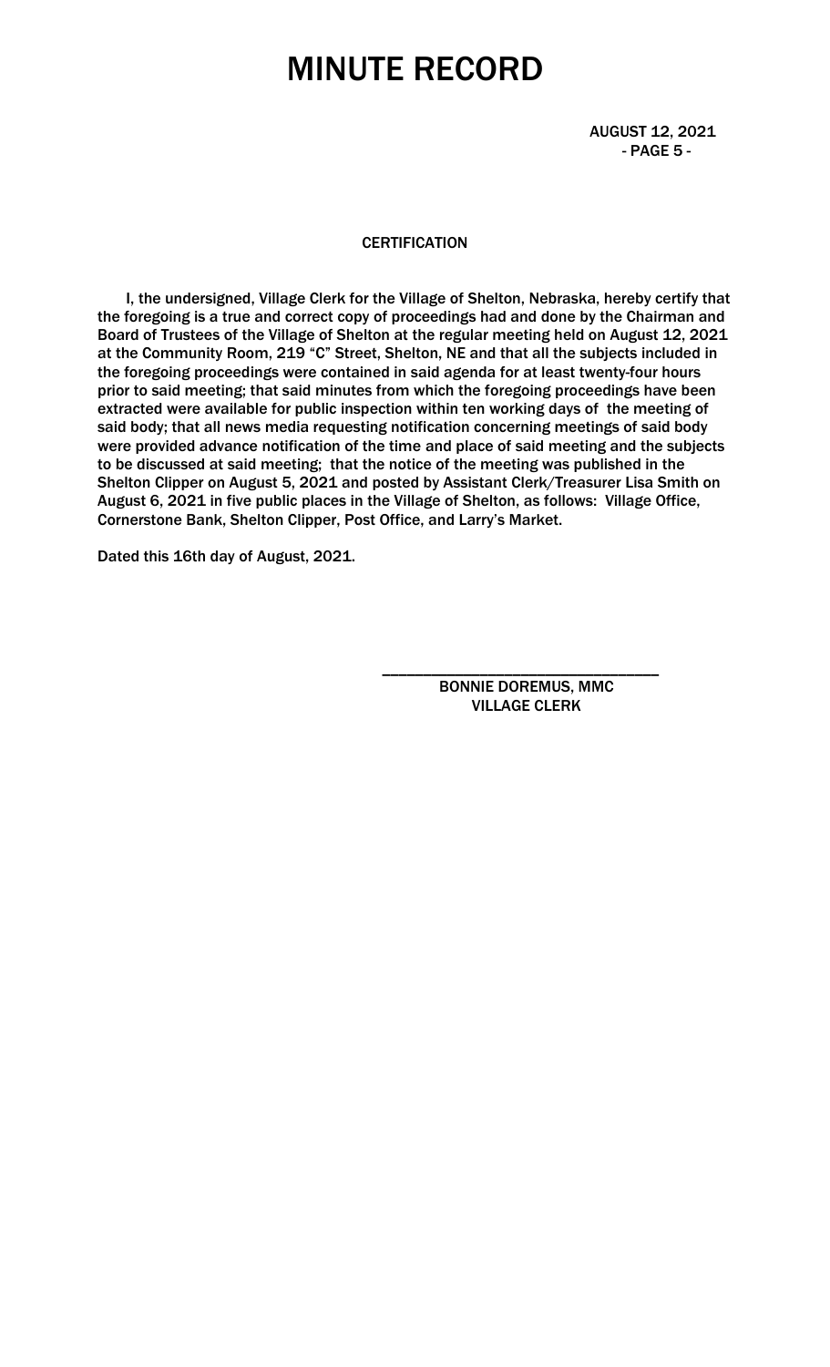# MINUTE RECORD

AUGUST 12, 2021

## CERTIFICATION

I, the undersigned, Village Clerk for the Village of Shelton, Nebraska, hereby certify that the foregoing is a true and correct copy of proceedings had and done by the Chairman and Board of Trustees of the Village of Shelton at the regular meeting held on August 12, 2021 at the Community Room, 219 "C" Street, Shelton, NE and that all the subjects included in the foregoing proceedings were contained in said agenda for at least twenty-four hours prior to said meeting; that said minutes from which the foregoing proceedings have been extracted were available for public inspection within ten working days of the meeting of said body; that all news media requesting notification concerning meetings of said body were provided advance notification of the time and place of said meeting and the subjects to be discussed at said meeting; that the notice of the meeting was published in the Shelton Clipper on August 5, 2021 and posted by Assistant Clerk/Treasurer Lisa Smith on August 6, 2021 in five public places in the Village of Shelton, as follows: Village Office, Cornerstone Bank, Shelton Clipper, Post Office, and Larry's Market.

Dated this 16th day of August, 2021.

______________________________

BONNIE DOREMUS, MMC
VILLAGE CLERK